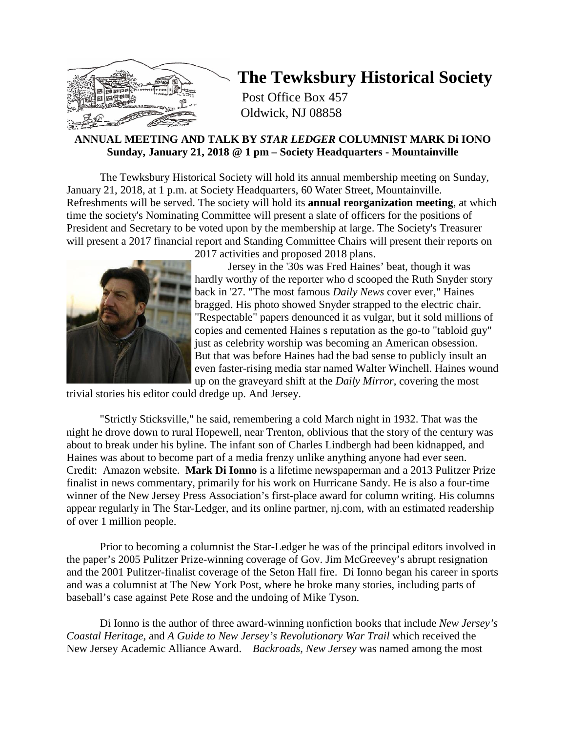# The Tewksbury Historical Society

Post Office Box 457
Oldwick, NJ 08858

**ANNUAL MEETING AND TALK BY *STAR LEDGER* COLUMNIST MARK Di IONO**
**Sunday, January 21, 2018 @ 1 pm – Society Headquarters - Mountainville**

The Tewksbury Historical Society will hold its annual membership meeting on Sunday, January 21, 2018, at 1 p.m. at Society Headquarters, 60 Water Street, Mountainville. Refreshments will be served. The society will hold its **annual reorganization meeting**, at which time the society's Nominating Committee will present a slate of officers for the positions of President and Secretary to be voted upon by the membership at large. The Society's Treasurer will present a 2017 financial report and Standing Committee Chairs will present their reports on 2017 activities and proposed 2018 plans.

Jersey in the '30s was Fred Haines' beat, though it was hardly worthy of the reporter who d scooped the Ruth Snyder story back in '27. "The most famous *Daily News* cover ever," Haines bragged. His photo showed Snyder strapped to the electric chair. "Respectable" papers denounced it as vulgar, but it sold millions of copies and cemented Haines s reputation as the go-to "tabloid guy" just as celebrity worship was becoming an American obsession. But that was before Haines had the bad sense to publicly insult an even faster-rising media star named Walter Winchell. Haines wound up on the graveyard shift at the *Daily Mirror*, covering the most trivial stories his editor could dredge up. And Jersey.

"Strictly Sticksville," he said, remembering a cold March night in 1932. That was the night he drove down to rural Hopewell, near Trenton, oblivious that the story of the century was about to break under his byline. The infant son of Charles Lindbergh had been kidnapped, and Haines was about to become part of a media frenzy unlike anything anyone had ever seen. Credit: Amazon website. **Mark Di Ionno** is a lifetime newspaperman and a 2013 Pulitzer Prize finalist in news commentary, primarily for his work on Hurricane Sandy. He is also a four-time winner of the New Jersey Press Association's first-place award for column writing. His columns appear regularly in The Star-Ledger, and its online partner, nj.com, with an estimated readership of over 1 million people.

Prior to becoming a columnist the Star-Ledger he was of the principal editors involved in the paper's 2005 Pulitzer Prize-winning coverage of Gov. Jim McGreevey's abrupt resignation and the 2001 Pulitzer-finalist coverage of the Seton Hall fire. Di Ionno began his career in sports and was a columnist at The New York Post, where he broke many stories, including parts of baseball's case against Pete Rose and the undoing of Mike Tyson.

Di Ionno is the author of three award-winning nonfiction books that include *New Jersey's Coastal Heritage,* and *A Guide to New Jersey's Revolutionary War Trail* which received the New Jersey Academic Alliance Award. *Backroads, New Jersey* was named among the most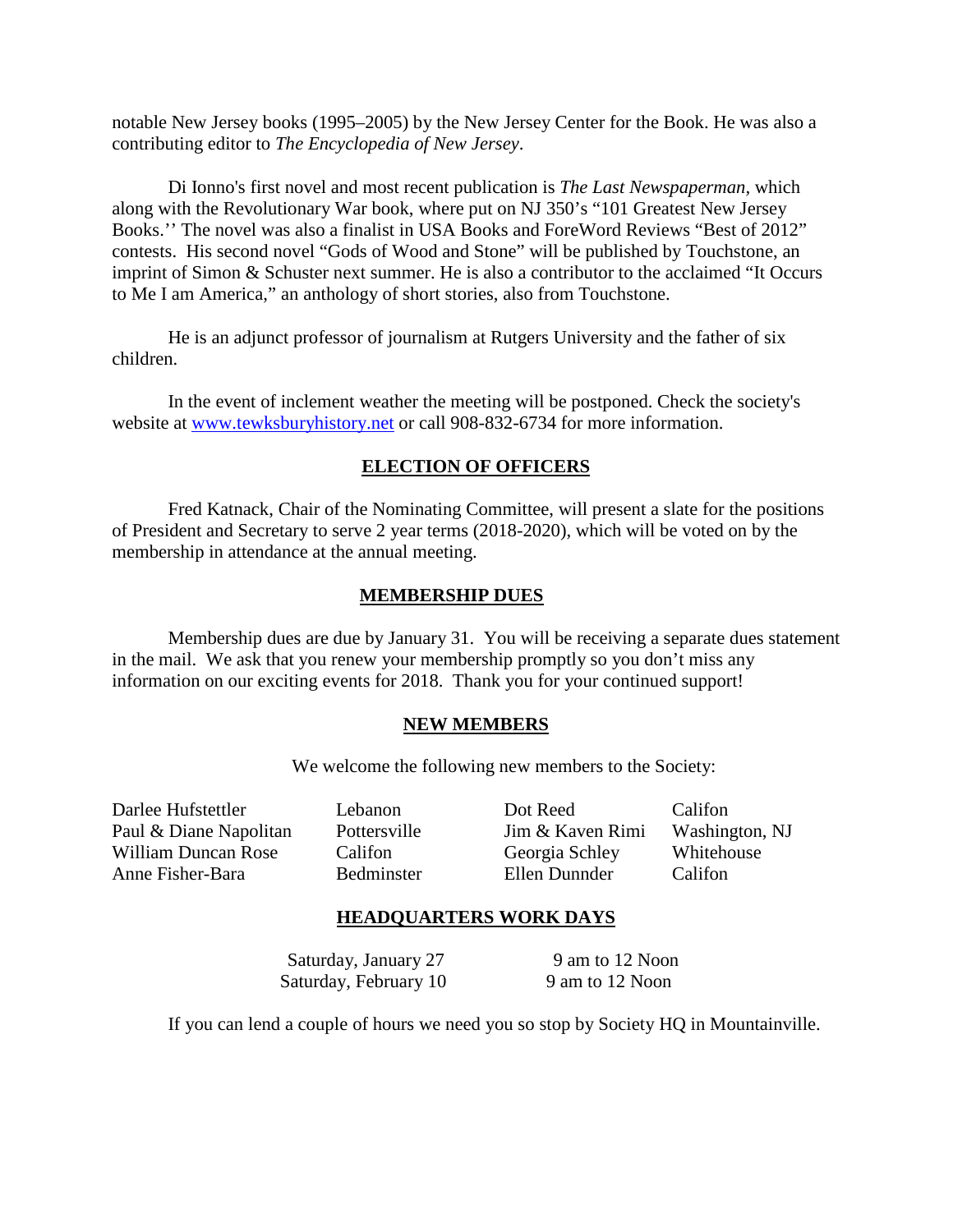notable New Jersey books (1995–2005) by the New Jersey Center for the Book. He was also a contributing editor to *The Encyclopedia of New Jersey*.

Di Ionno's first novel and most recent publication is *The Last Newspaperman,* which along with the Revolutionary War book, where put on NJ 350's "101 Greatest New Jersey Books.'' The novel was also a finalist in USA Books and ForeWord Reviews "Best of 2012" contests. His second novel "Gods of Wood and Stone" will be published by Touchstone, an imprint of Simon & Schuster next summer. He is also a contributor to the acclaimed "It Occurs to Me I am America," an anthology of short stories, also from Touchstone.

He is an adjunct professor of journalism at Rutgers University and the father of six children.

In the event of inclement weather the meeting will be postponed. Check the society's website at [www.tewksburyhistory.net](www.tewksburyhistory.net) or call 908-832-6734 for more information.

## ELECTION OF OFFICERS

Fred Katnack, Chair of the Nominating Committee, will present a slate for the positions of President and Secretary to serve 2 year terms (2018-2020), which will be voted on by the membership in attendance at the annual meeting.

## MEMBERSHIP DUES

Membership dues are due by January 31. You will be receiving a separate dues statement in the mail. We ask that you renew your membership promptly so you don't miss any information on our exciting events for 2018. Thank you for your continued support!

## NEW MEMBERS

We welcome the following new members to the Society:

| | | | |
|---|---|---|---|
| Darlee Hufstettler | Lebanon | Dot Reed | Califon |
| Paul & Diane Napolitan | Pottersville | Jim & Kaven Rimi | Washington, NJ |
| William Duncan Rose | Califon | Georgia Schley | Whitehouse |
| Anne Fisher-Bara | Bedminster | Ellen Dunnder | Califon |

## HEADQUARTERS WORK DAYS

| | |
|---|---|
| Saturday, January 27 | 9 am to 12 Noon |
| Saturday, February 10 | 9 am to 12 Noon |

If you can lend a couple of hours we need you so stop by Society HQ in Mountainville.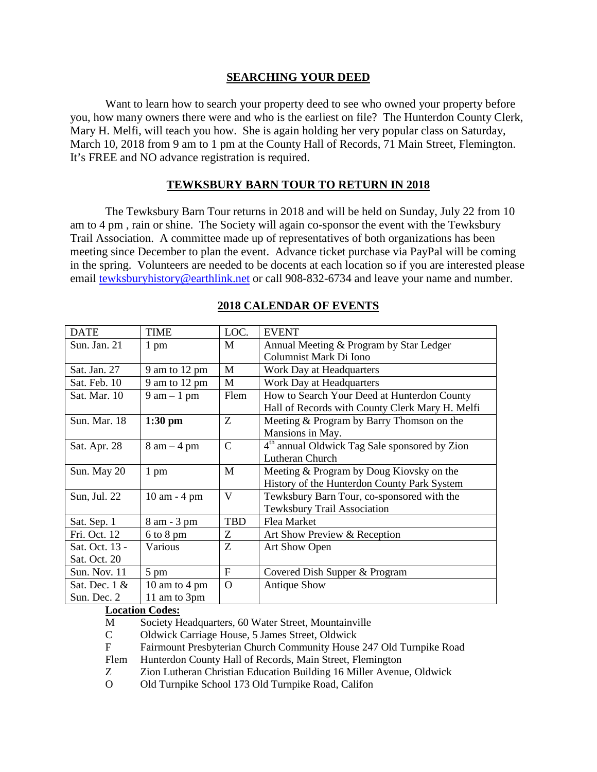## SEARCHING YOUR DEED

Want to learn how to search your property deed to see who owned your property before you, how many owners there were and who is the earliest on file? The Hunterdon County Clerk, Mary H. Melfi, will teach you how. She is again holding her very popular class on Saturday, March 10, 2018 from 9 am to 1 pm at the County Hall of Records, 71 Main Street, Flemington. It's FREE and NO advance registration is required.

## TEWKSBURY BARN TOUR TO RETURN IN 2018

The Tewksbury Barn Tour returns in 2018 and will be held on Sunday, July 22 from 10 am to 4 pm , rain or shine. The Society will again co-sponsor the event with the Tewksbury Trail Association. A committee made up of representatives of both organizations has been meeting since December to plan the event. Advance ticket purchase via PayPal will be coming in the spring. Volunteers are needed to be docents at each location so if you are interested please email tewksburyhistory@earthlink.net or call 908-832-6734 and leave your name and number.

## 2018 CALENDAR OF EVENTS

| DATE | TIME | LOC. | EVENT |
|---|---|---|---|
| Sun. Jan. 21 | 1 pm | M | Annual Meeting & Program by Star Ledger Columnist Mark Di Iono |
| Sat. Jan. 27 | 9 am to 12 pm | M | Work Day at Headquarters |
| Sat. Feb. 10 | 9 am to 12 pm | M | Work Day at Headquarters |
| Sat. Mar. 10 | 9 am – 1 pm | Flem | How to Search Your Deed at Hunterdon County Hall of Records with County Clerk Mary H. Melfi |
| Sun. Mar. 18 | **1:30 pm** | Z | Meeting & Program by Barry Thomson on the Mansions in May. |
| Sat. Apr. 28 | 8 am – 4 pm | C | 4th annual Oldwick Tag Sale sponsored by Zion Lutheran Church |
| Sun. May 20 | 1 pm | M | Meeting & Program by Doug Kiovsky on the History of the Hunterdon County Park System |
| Sun, Jul. 22 | 10 am - 4 pm | V | Tewksbury Barn Tour, co-sponsored with the Tewksbury Trail Association |
| Sat. Sep. 1 | 8 am - 3 pm | TBD | Flea Market |
| Fri. Oct. 12 | 6 to 8 pm | Z | Art Show Preview & Reception |
| Sat. Oct. 13 - Sat. Oct. 20 | Various | Z | Art Show Open |
| Sun. Nov. 11 | 5 pm | F | Covered Dish Supper & Program |
| Sat. Dec. 1 & Sun. Dec. 2 | 10 am to 4 pm 11 am to 3pm | O | Antique Show |

**Location Codes:**

M Society Headquarters, 60 Water Street, Mountainville
C Oldwick Carriage House, 5 James Street, Oldwick
F Fairmount Presbyterian Church Community House 247 Old Turnpike Road
Flem Hunterdon County Hall of Records, Main Street, Flemington
Z Zion Lutheran Christian Education Building 16 Miller Avenue, Oldwick
O Old Turnpike School 173 Old Turnpike Road, Califon